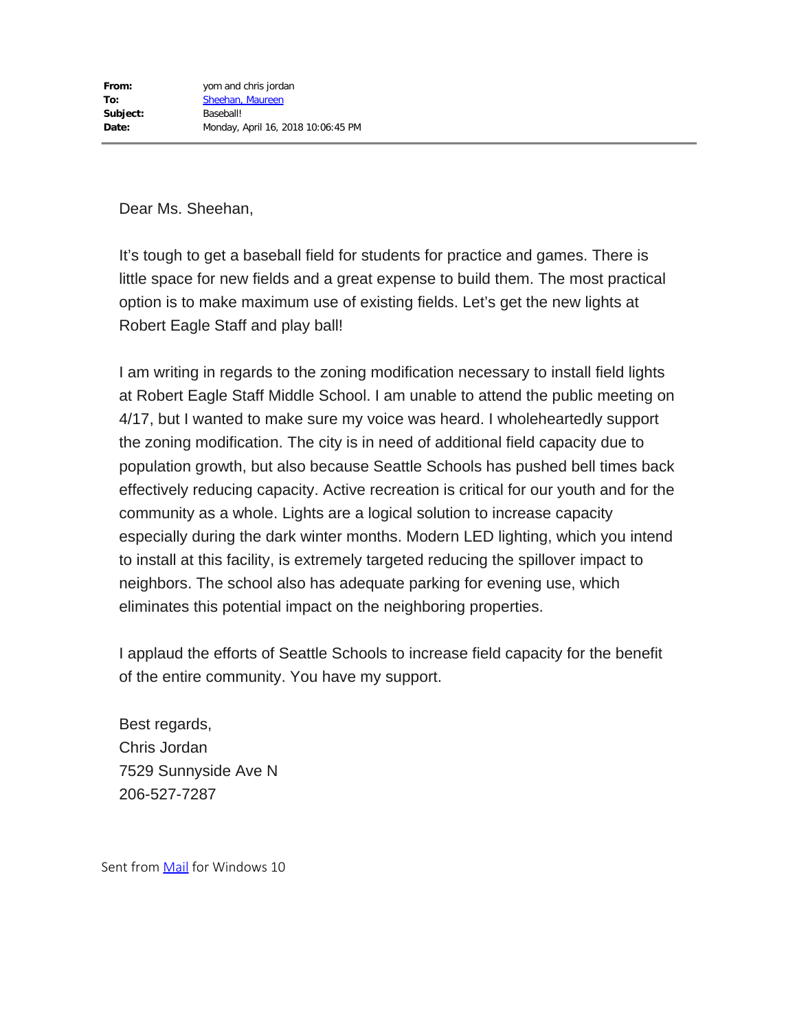| | |
|---|---|
| **From:** | yom and chris jordan |
| **To:** | Sheehan, Maureen |
| **Subject:** | Baseball! |
| **Date:** | Monday, April 16, 2018 10:06:45 PM |

Dear Ms. Sheehan,

It's tough to get a baseball field for students for practice and games. There is little space for new fields and a great expense to build them. The most practical option is to make maximum use of existing fields. Let's get the new lights at Robert Eagle Staff and play ball!

I am writing in regards to the zoning modification necessary to install field lights at Robert Eagle Staff Middle School. I am unable to attend the public meeting on 4/17, but I wanted to make sure my voice was heard. I wholeheartedly support the zoning modification. The city is in need of additional field capacity due to population growth, but also because Seattle Schools has pushed bell times back effectively reducing capacity. Active recreation is critical for our youth and for the community as a whole. Lights are a logical solution to increase capacity especially during the dark winter months. Modern LED lighting, which you intend to install at this facility, is extremely targeted reducing the spillover impact to neighbors. The school also has adequate parking for evening use, which eliminates this potential impact on the neighboring properties.

I applaud the efforts of Seattle Schools to increase field capacity for the benefit of the entire community. You have my support.

Best regards,
Chris Jordan
7529 Sunnyside Ave N
206-527-7287

Sent from Mail for Windows 10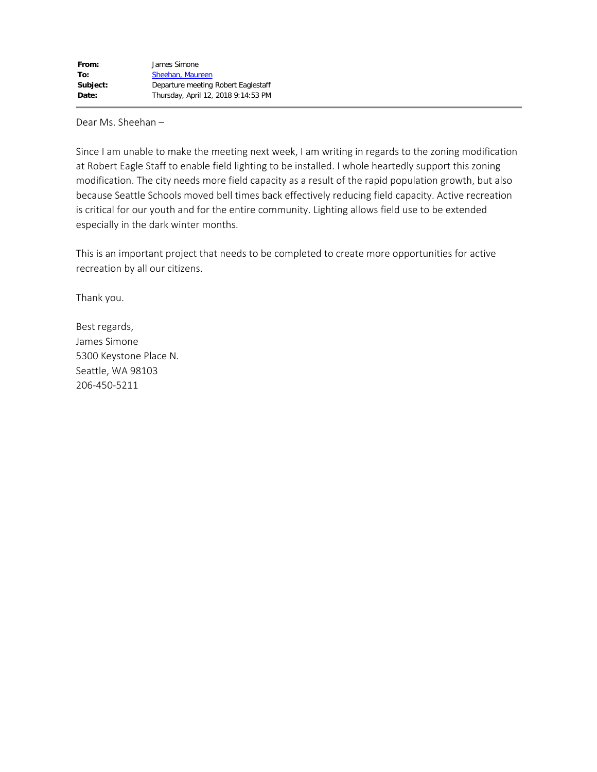| | |
|---|---|
| **From:** | James Simone |
| **To:** | Sheehan, Maureen |
| **Subject:** | Departure meeting Robert Eaglestaff |
| **Date:** | Thursday, April 12, 2018 9:14:53 PM |

Dear Ms. Sheehan –

Since I am unable to make the meeting next week, I am writing in regards to the zoning modification at Robert Eagle Staff to enable field lighting to be installed. I whole heartedly support this zoning modification. The city needs more field capacity as a result of the rapid population growth, but also because Seattle Schools moved bell times back effectively reducing field capacity. Active recreation is critical for our youth and for the entire community. Lighting allows field use to be extended especially in the dark winter months.

This is an important project that needs to be completed to create more opportunities for active recreation by all our citizens.

Thank you.

Best regards,
James Simone
5300 Keystone Place N.
Seattle, WA 98103
206-450-5211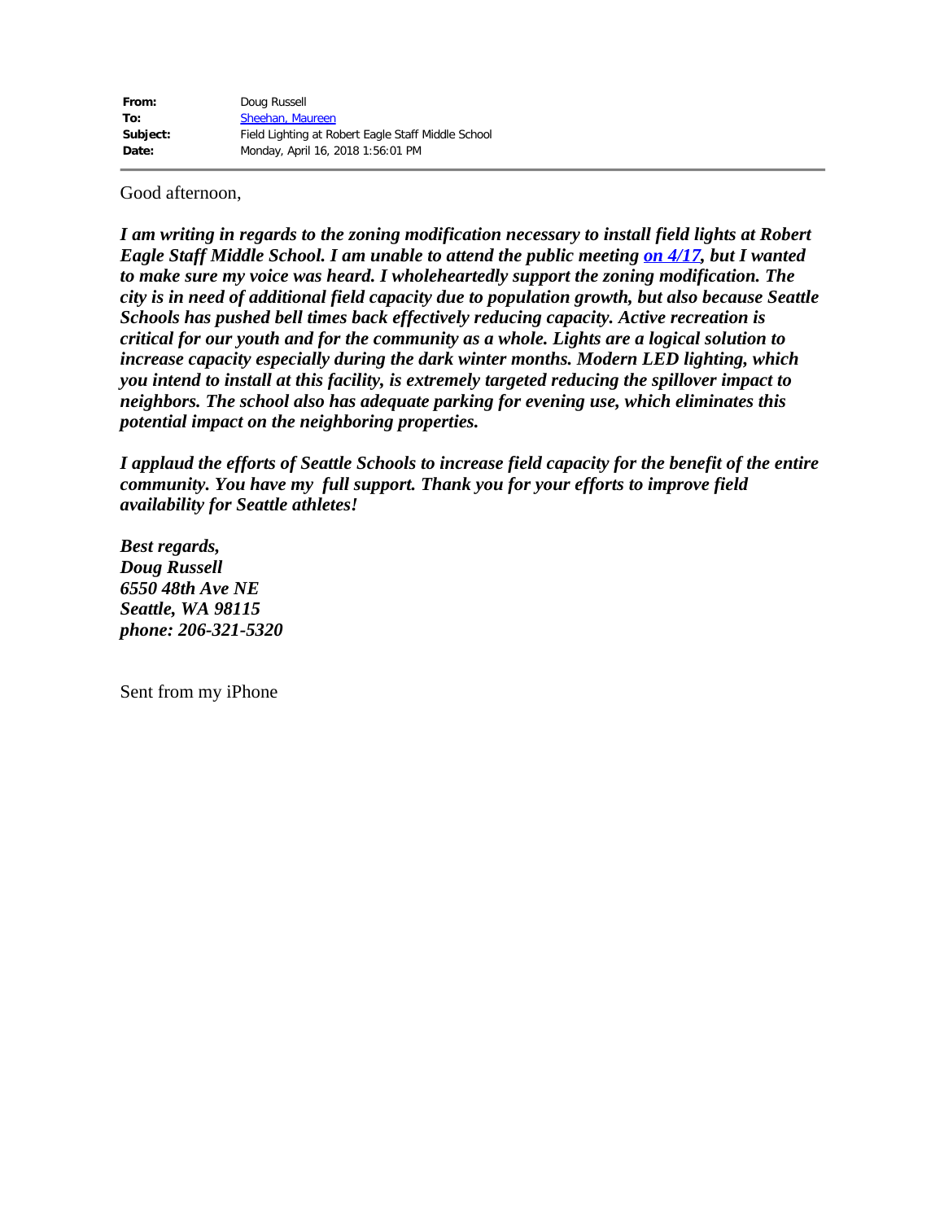| | |
|---|---|
| **From:** | Doug Russell |
| **To:** | Sheehan, Maureen |
| **Subject:** | Field Lighting at Robert Eagle Staff Middle School |
| **Date:** | Monday, April 16, 2018 1:56:01 PM |

Good afternoon,

***I am writing in regards to the zoning modification necessary to install field lights at Robert Eagle Staff Middle School. I am unable to attend the public meeting on 4/17, but I wanted to make sure my voice was heard. I wholeheartedly support the zoning modification. The city is in need of additional field capacity due to population growth, but also because Seattle Schools has pushed bell times back effectively reducing capacity. Active recreation is critical for our youth and for the community as a whole. Lights are a logical solution to increase capacity especially during the dark winter months. Modern LED lighting, which you intend to install at this facility, is extremely targeted reducing the spillover impact to neighbors. The school also has adequate parking for evening use, which eliminates this potential impact on the neighboring properties.***

***I applaud the efforts of Seattle Schools to increase field capacity for the benefit of the entire community. You have my full support. Thank you for your efforts to improve field availability for Seattle athletes!***

***Best regards,***  
***Doug Russell***  
***6550 48th Ave NE***  
***Seattle, WA 98115***  
***phone: 206-321-5320***

Sent from my iPhone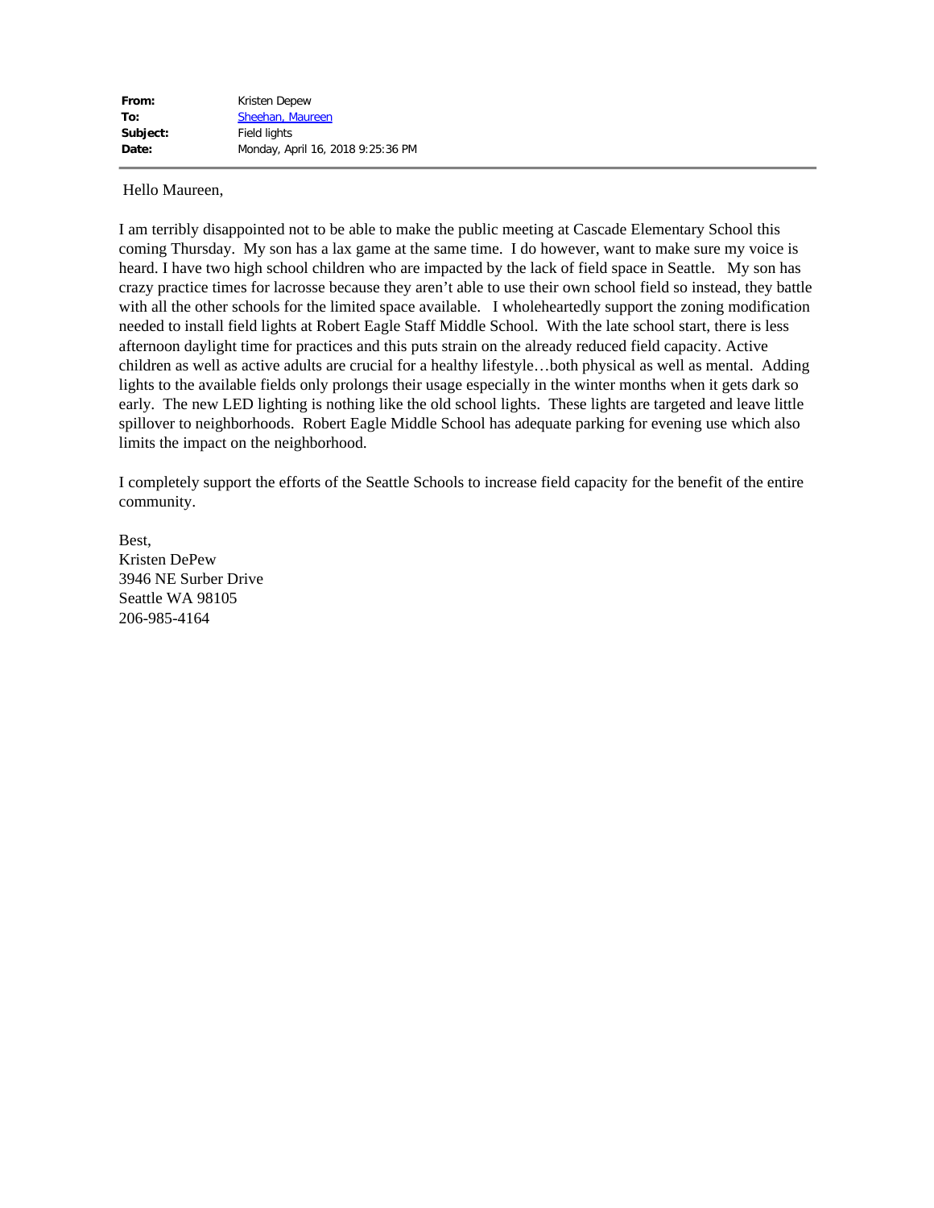**From:** Kristen Depew
**To:** Sheehan, Maureen
**Subject:** Field lights
**Date:** Monday, April 16, 2018 9:25:36 PM

---

Hello Maureen,

I am terribly disappointed not to be able to make the public meeting at Cascade Elementary School this coming Thursday. My son has a lax game at the same time. I do however, want to make sure my voice is heard. I have two high school children who are impacted by the lack of field space in Seattle. My son has crazy practice times for lacrosse because they aren't able to use their own school field so instead, they battle with all the other schools for the limited space available. I wholeheartedly support the zoning modification needed to install field lights at Robert Eagle Staff Middle School. With the late school start, there is less afternoon daylight time for practices and this puts strain on the already reduced field capacity. Active children as well as active adults are crucial for a healthy lifestyle…both physical as well as mental. Adding lights to the available fields only prolongs their usage especially in the winter months when it gets dark so early. The new LED lighting is nothing like the old school lights. These lights are targeted and leave little spillover to neighborhoods. Robert Eagle Middle School has adequate parking for evening use which also limits the impact on the neighborhood.

I completely support the efforts of the Seattle Schools to increase field capacity for the benefit of the entire community.

Best,
Kristen DePew
3946 NE Surber Drive
Seattle WA 98105
206-985-4164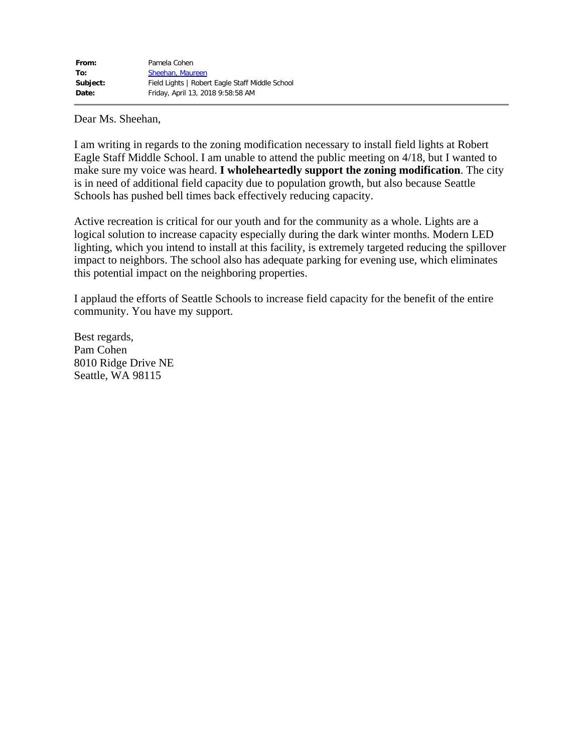| | |
|---|---|
| **From:** | Pamela Cohen |
| **To:** | Sheehan, Maureen |
| **Subject:** | Field Lights \| Robert Eagle Staff Middle School |
| **Date:** | Friday, April 13, 2018 9:58:58 AM |

Dear Ms. Sheehan,

I am writing in regards to the zoning modification necessary to install field lights at Robert Eagle Staff Middle School. I am unable to attend the public meeting on 4/18, but I wanted to make sure my voice was heard. **I wholeheartedly support the zoning modification**. The city is in need of additional field capacity due to population growth, but also because Seattle Schools has pushed bell times back effectively reducing capacity.

Active recreation is critical for our youth and for the community as a whole. Lights are a logical solution to increase capacity especially during the dark winter months. Modern LED lighting, which you intend to install at this facility, is extremely targeted reducing the spillover impact to neighbors. The school also has adequate parking for evening use, which eliminates this potential impact on the neighboring properties.

I applaud the efforts of Seattle Schools to increase field capacity for the benefit of the entire community. You have my support.

Best regards,
Pam Cohen
8010 Ridge Drive NE
Seattle, WA 98115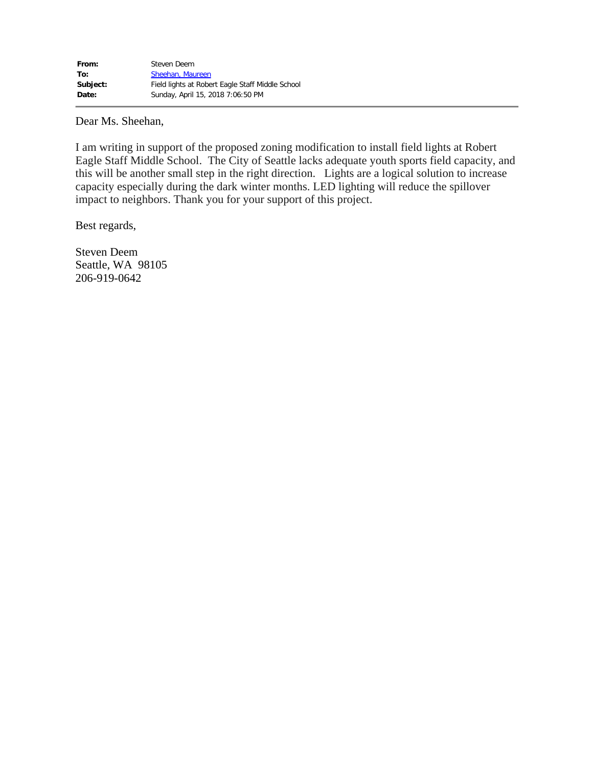| | |
|---|---|
| **From:** | Steven Deem |
| **To:** | Sheehan, Maureen |
| **Subject:** | Field lights at Robert Eagle Staff Middle School |
| **Date:** | Sunday, April 15, 2018 7:06:50 PM |

---

Dear Ms. Sheehan,

I am writing in support of the proposed zoning modification to install field lights at Robert Eagle Staff Middle School. The City of Seattle lacks adequate youth sports field capacity, and this will be another small step in the right direction. Lights are a logical solution to increase capacity especially during the dark winter months. LED lighting will reduce the spillover impact to neighbors. Thank you for your support of this project.

Best regards,

Steven Deem
Seattle, WA 98105
206-919-0642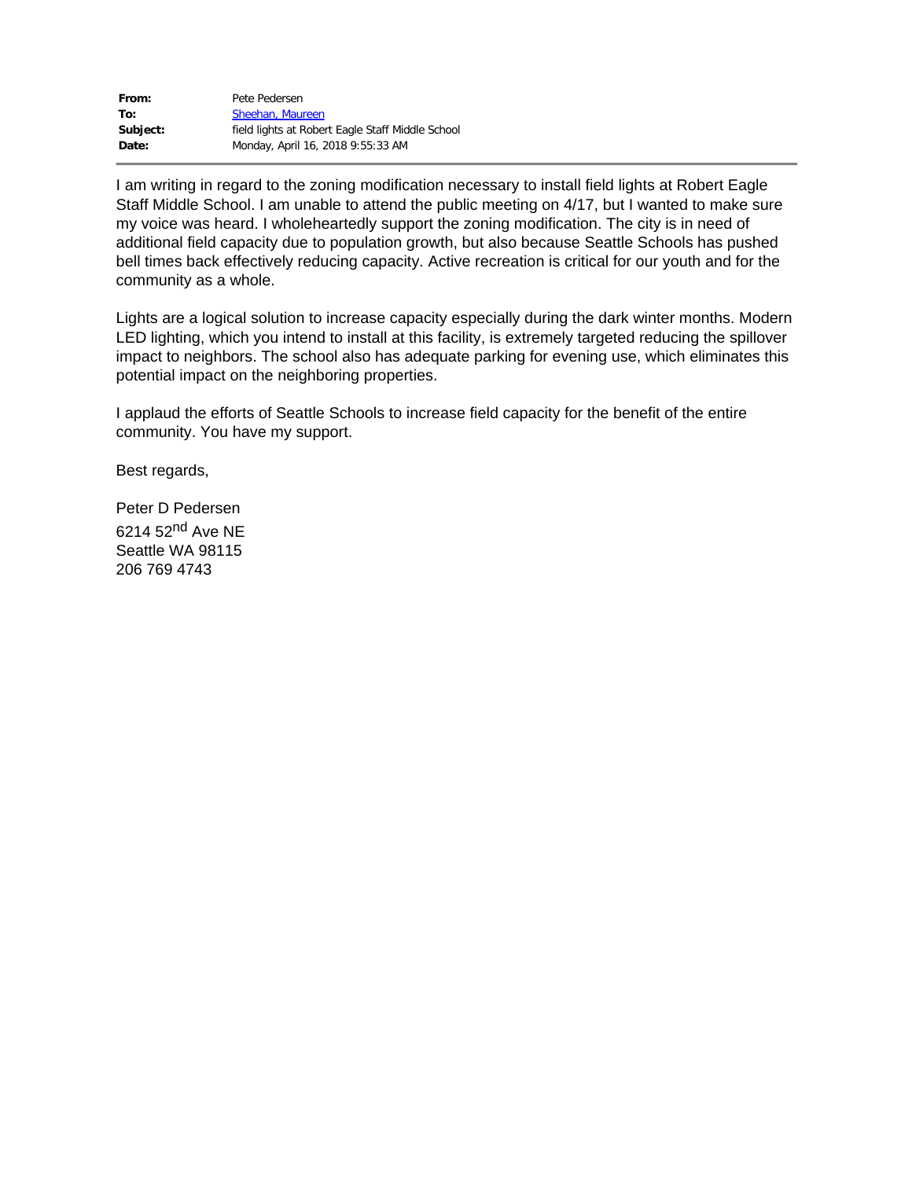**From:** Pete Pedersen
**To:** Sheehan, Maureen
**Subject:** field lights at Robert Eagle Staff Middle School
**Date:** Monday, April 16, 2018 9:55:33 AM

---

I am writing in regard to the zoning modification necessary to install field lights at Robert Eagle Staff Middle School. I am unable to attend the public meeting on 4/17, but I wanted to make sure my voice was heard. I wholeheartedly support the zoning modification. The city is in need of additional field capacity due to population growth, but also because Seattle Schools has pushed bell times back effectively reducing capacity. Active recreation is critical for our youth and for the community as a whole.

Lights are a logical solution to increase capacity especially during the dark winter months. Modern LED lighting, which you intend to install at this facility, is extremely targeted reducing the spillover impact to neighbors. The school also has adequate parking for evening use, which eliminates this potential impact on the neighboring properties.

I applaud the efforts of Seattle Schools to increase field capacity for the benefit of the entire community. You have my support.

Best regards,

Peter D Pedersen
6214 52nd Ave NE
Seattle WA 98115
206 769 4743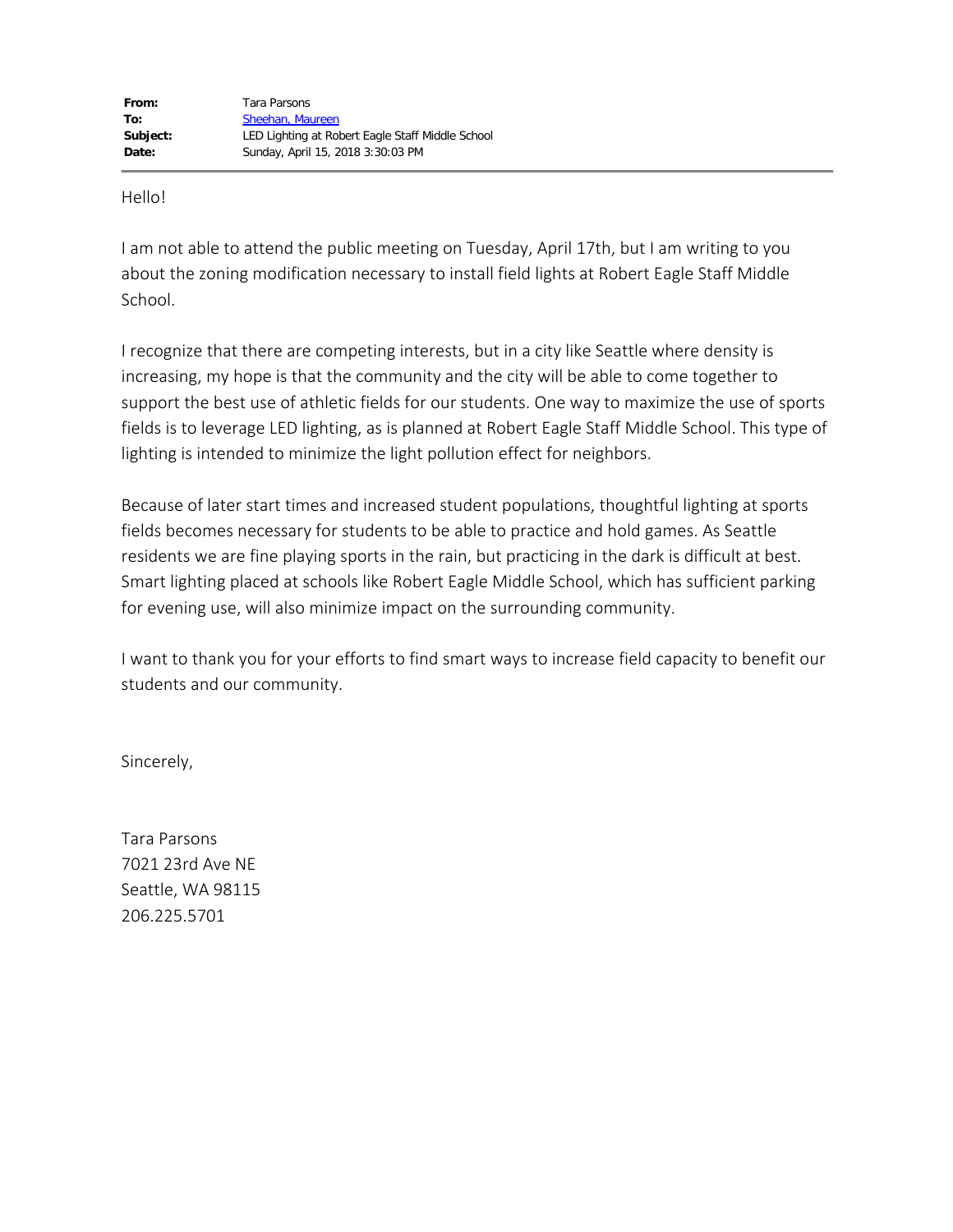| | |
|---|---|
| **From:** | Tara Parsons |
| **To:** | Sheehan, Maureen |
| **Subject:** | LED Lighting at Robert Eagle Staff Middle School |
| **Date:** | Sunday, April 15, 2018 3:30:03 PM |

Hello!

I am not able to attend the public meeting on Tuesday, April 17th, but I am writing to you about the zoning modification necessary to install field lights at Robert Eagle Staff Middle School.

I recognize that there are competing interests, but in a city like Seattle where density is increasing, my hope is that the community and the city will be able to come together to support the best use of athletic fields for our students. One way to maximize the use of sports fields is to leverage LED lighting, as is planned at Robert Eagle Staff Middle School. This type of lighting is intended to minimize the light pollution effect for neighbors.

Because of later start times and increased student populations, thoughtful lighting at sports fields becomes necessary for students to be able to practice and hold games. As Seattle residents we are fine playing sports in the rain, but practicing in the dark is difficult at best. Smart lighting placed at schools like Robert Eagle Middle School, which has sufficient parking for evening use, will also minimize impact on the surrounding community.

I want to thank you for your efforts to find smart ways to increase field capacity to benefit our students and our community.

Sincerely,

Tara Parsons  
7021 23rd Ave NE  
Seattle, WA 98115  
206.225.5701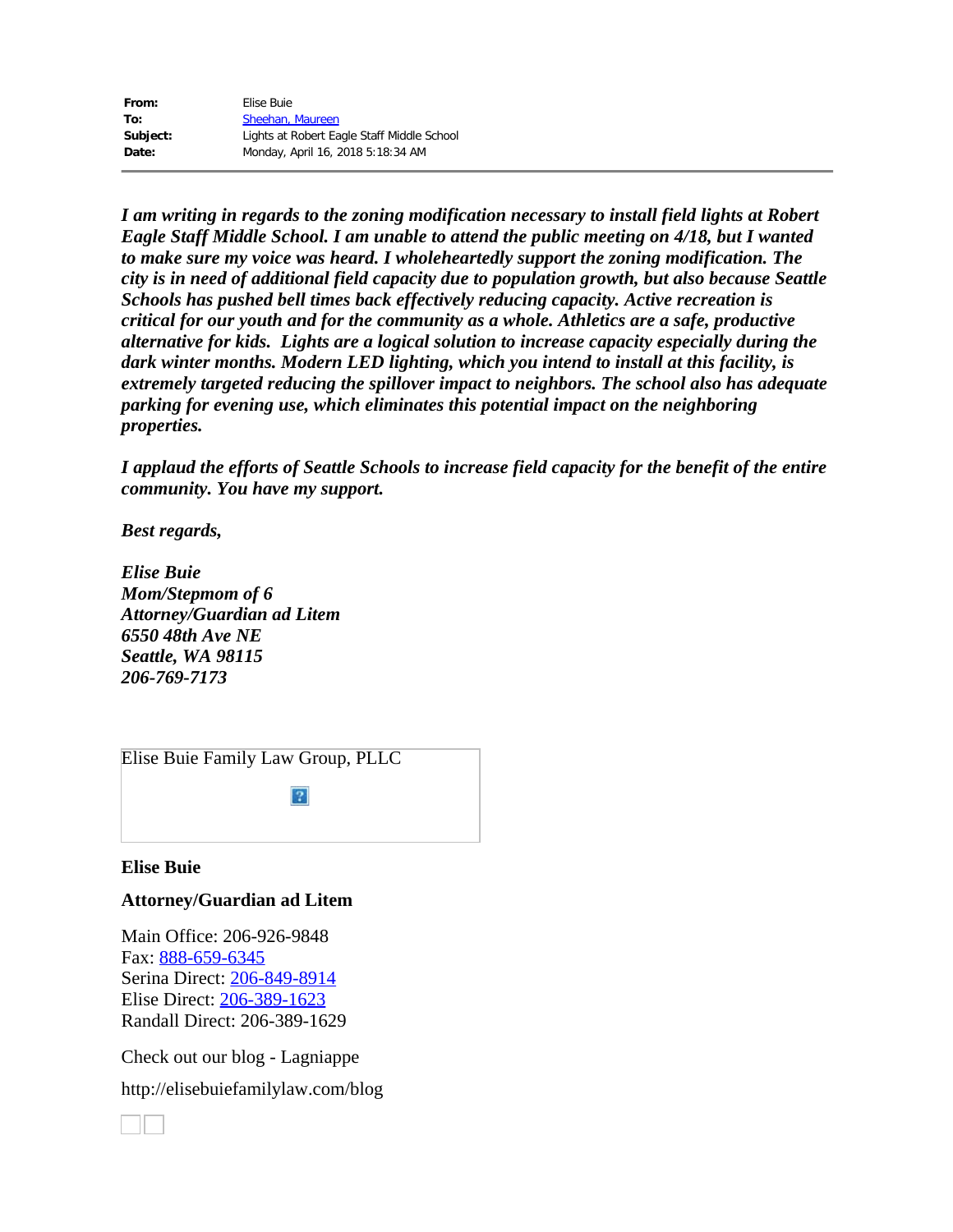| | |
|---|---|
| **From:** | Elise Buie |
| **To:** | Sheehan, Maureen |
| **Subject:** | Lights at Robert Eagle Staff Middle School |
| **Date:** | Monday, April 16, 2018 5:18:34 AM |

***I am writing in regards to the zoning modification necessary to install field lights at Robert Eagle Staff Middle School. I am unable to attend the public meeting on 4/18, but I wanted to make sure my voice was heard. I wholeheartedly support the zoning modification. The city is in need of additional field capacity due to population growth, but also because Seattle Schools has pushed bell times back effectively reducing capacity. Active recreation is critical for our youth and for the community as a whole. Athletics are a safe, productive alternative for kids. Lights are a logical solution to increase capacity especially during the dark winter months. Modern LED lighting, which you intend to install at this facility, is extremely targeted reducing the spillover impact to neighbors. The school also has adequate parking for evening use, which eliminates this potential impact on the neighboring properties.***

***I applaud the efforts of Seattle Schools to increase field capacity for the benefit of the entire community. You have my support.***

***Best regards,***

***Elise Buie***
***Mom/Stepmom of 6***
***Attorney/Guardian ad Litem***
***6550 48th Ave NE***
***Seattle, WA 98115***
***206-769-7173***

Elise Buie Family Law Group, PLLC

**Elise Buie**

**Attorney/Guardian ad Litem**

Main Office: 206-926-9848
Fax: 888-659-6345
Serina Direct: 206-849-8914
Elise Direct: 206-389-1623
Randall Direct: 206-389-1629

Check out our blog - Lagniappe

http://elisebuiefamilylaw.com/blog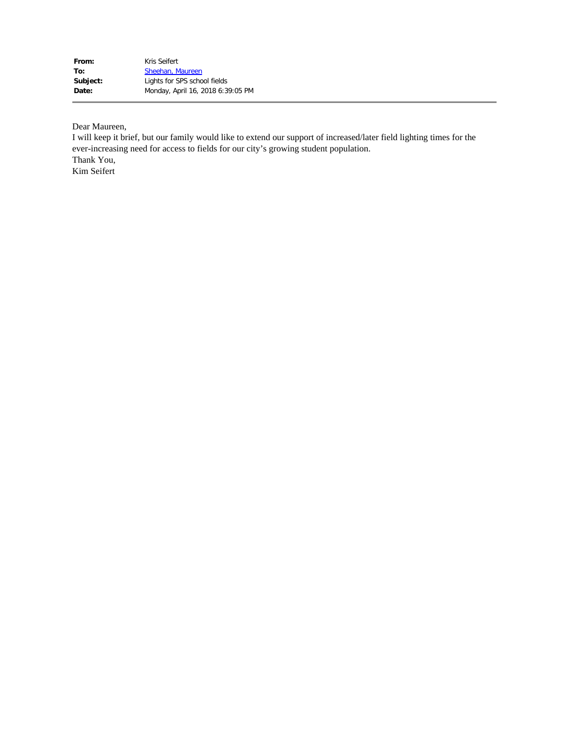| | |
|---|---|
| **From:** | Kris Seifert |
| **To:** | Sheehan, Maureen |
| **Subject:** | Lights for SPS school fields |
| **Date:** | Monday, April 16, 2018 6:39:05 PM |

---

Dear Maureen,
I will keep it brief, but our family would like to extend our support of increased/later field lighting times for the ever-increasing need for access to fields for our city's growing student population.
Thank You,
Kim Seifert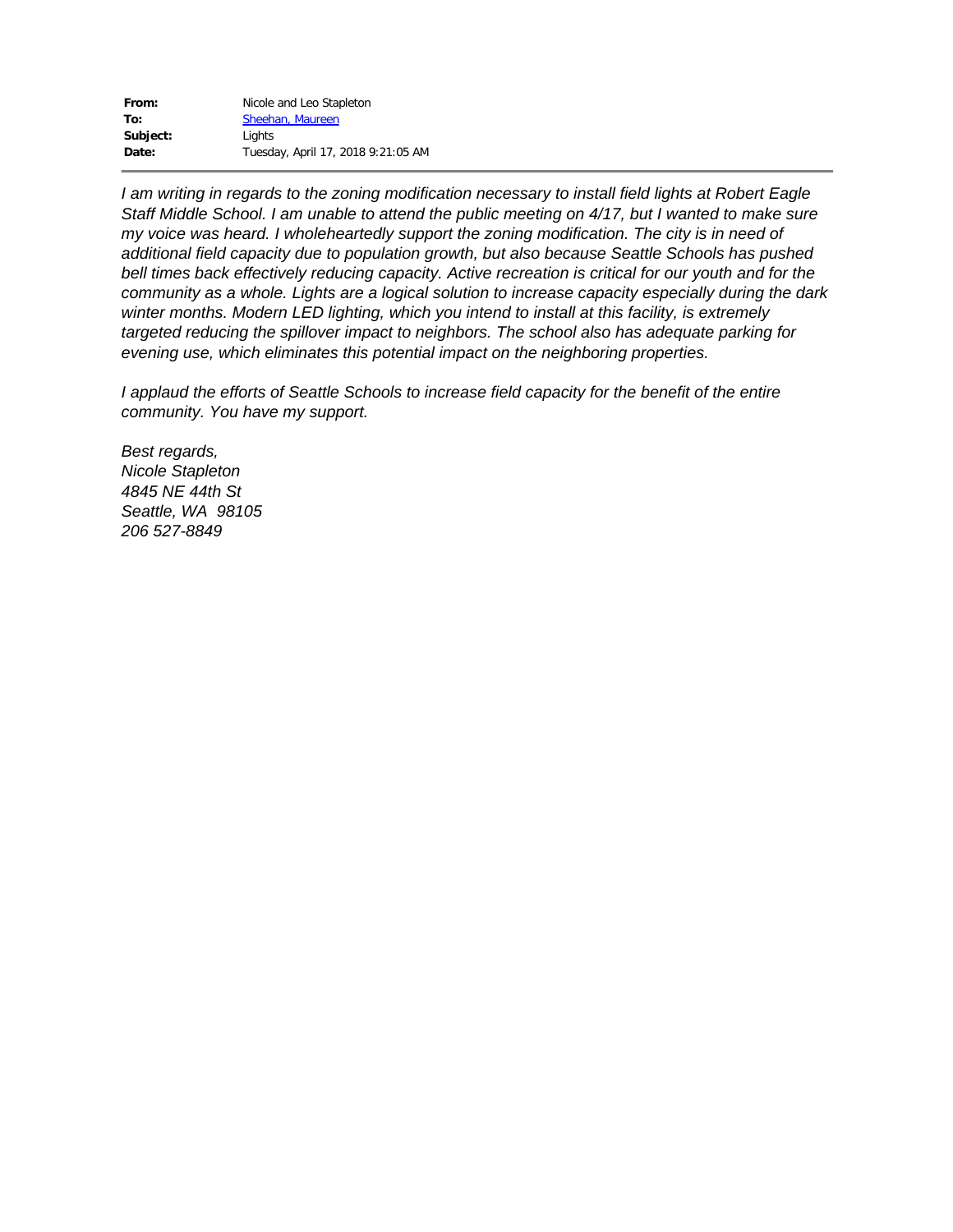| | |
|---|---|
| **From:** | Nicole and Leo Stapleton |
| **To:** | Sheehan, Maureen |
| **Subject:** | Lights |
| **Date:** | Tuesday, April 17, 2018 9:21:05 AM |

*I am writing in regards to the zoning modification necessary to install field lights at Robert Eagle Staff Middle School. I am unable to attend the public meeting on 4/17, but I wanted to make sure my voice was heard. I wholeheartedly support the zoning modification. The city is in need of additional field capacity due to population growth, but also because Seattle Schools has pushed bell times back effectively reducing capacity. Active recreation is critical for our youth and for the community as a whole. Lights are a logical solution to increase capacity especially during the dark winter months. Modern LED lighting, which you intend to install at this facility, is extremely targeted reducing the spillover impact to neighbors. The school also has adequate parking for evening use, which eliminates this potential impact on the neighboring properties.*

*I applaud the efforts of Seattle Schools to increase field capacity for the benefit of the entire community. You have my support.*

*Best regards,*
*Nicole Stapleton*
*4845 NE 44th St*
*Seattle, WA 98105*
*206 527-8849*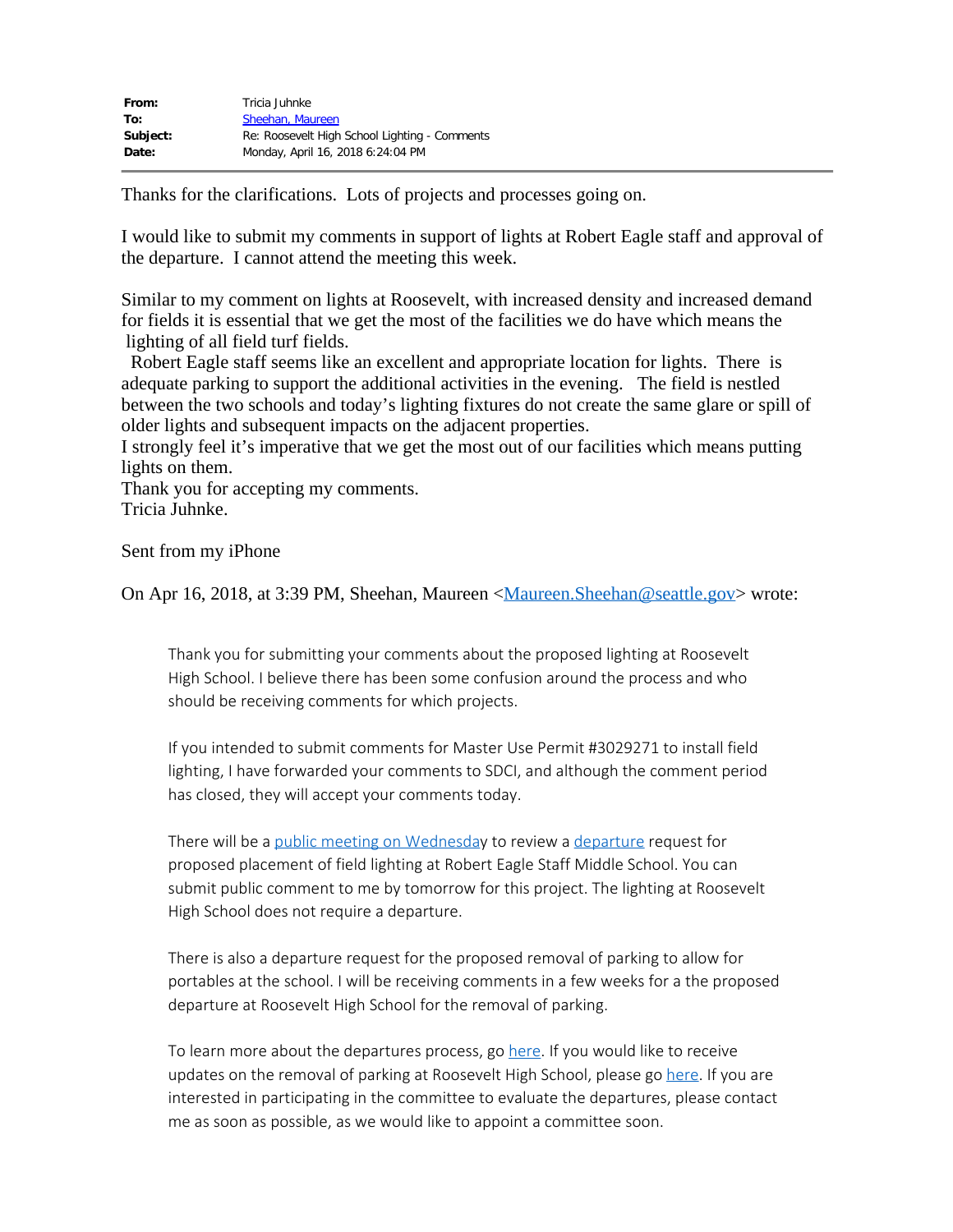| | |
|---|---|
| **From:** | Tricia Juhnke |
| **To:** | Sheehan, Maureen |
| **Subject:** | Re: Roosevelt High School Lighting - Comments |
| **Date:** | Monday, April 16, 2018 6:24:04 PM |

---

Thanks for the clarifications. Lots of projects and processes going on.

I would like to submit my comments in support of lights at Robert Eagle staff and approval of the departure. I cannot attend the meeting this week.

Similar to my comment on lights at Roosevelt, with increased density and increased demand for fields it is essential that we get the most of the facilities we do have which means the lighting of all field turf fields.
Robert Eagle staff seems like an excellent and appropriate location for lights. There is adequate parking to support the additional activities in the evening. The field is nestled between the two schools and today's lighting fixtures do not create the same glare or spill of older lights and subsequent impacts on the adjacent properties.
I strongly feel it's imperative that we get the most out of our facilities which means putting lights on them.
Thank you for accepting my comments.
Tricia Juhnke.

Sent from my iPhone

On Apr 16, 2018, at 3:39 PM, Sheehan, Maureen <Maureen.Sheehan@seattle.gov> wrote:

> Thank you for submitting your comments about the proposed lighting at Roosevelt High School. I believe there has been some confusion around the process and who should be receiving comments for which projects.
>
> If you intended to submit comments for Master Use Permit #3029271 to install field lighting, I have forwarded your comments to SDCI, and although the comment period has closed, they will accept your comments today.
>
> There will be a public meeting on Wednesday to review a departure request for proposed placement of field lighting at Robert Eagle Staff Middle School. You can submit public comment to me by tomorrow for this project. The lighting at Roosevelt High School does not require a departure.
>
> There is also a departure request for the proposed removal of parking to allow for portables at the school. I will be receiving comments in a few weeks for a the proposed departure at Roosevelt High School for the removal of parking.
>
> To learn more about the departures process, go here. If you would like to receive updates on the removal of parking at Roosevelt High School, please go here. If you are interested in participating in the committee to evaluate the departures, please contact me as soon as possible, as we would like to appoint a committee soon.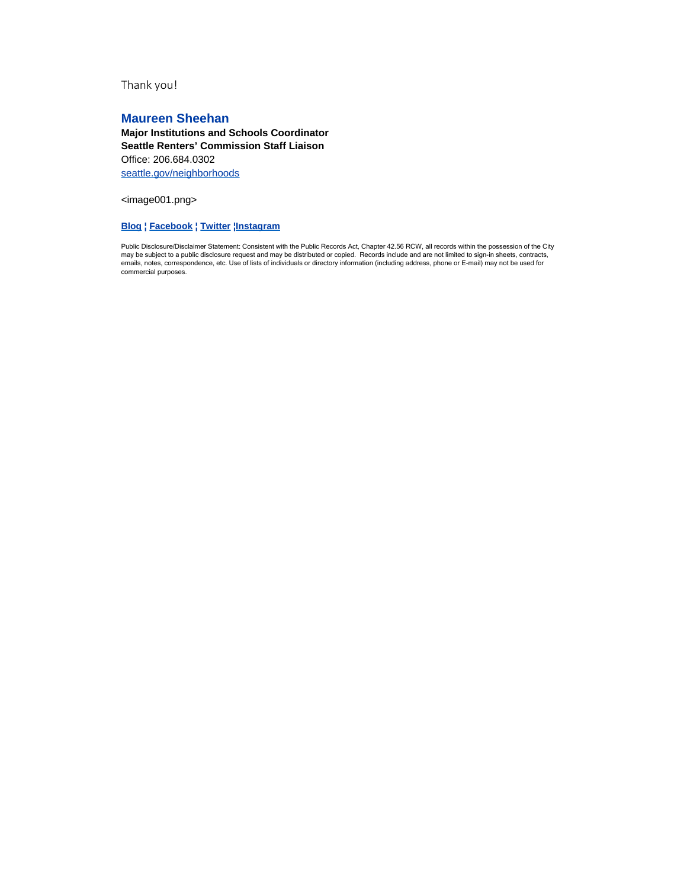Thank you!

**Maureen Sheehan**
**Major Institutions and Schools Coordinator**
**Seattle Renters' Commission Staff Liaison**
Office: 206.684.0302
seattle.gov/neighborhoods

<image001.png>

**Blog ¦ Facebook ¦ Twitter ¦Instagram**

Public Disclosure/Disclaimer Statement: Consistent with the Public Records Act, Chapter 42.56 RCW, all records within the possession of the City may be subject to a public disclosure request and may be distributed or copied. Records include and are not limited to sign-in sheets, contracts, emails, notes, correspondence, etc. Use of lists of individuals or directory information (including address, phone or E-mail) may not be used for commercial purposes.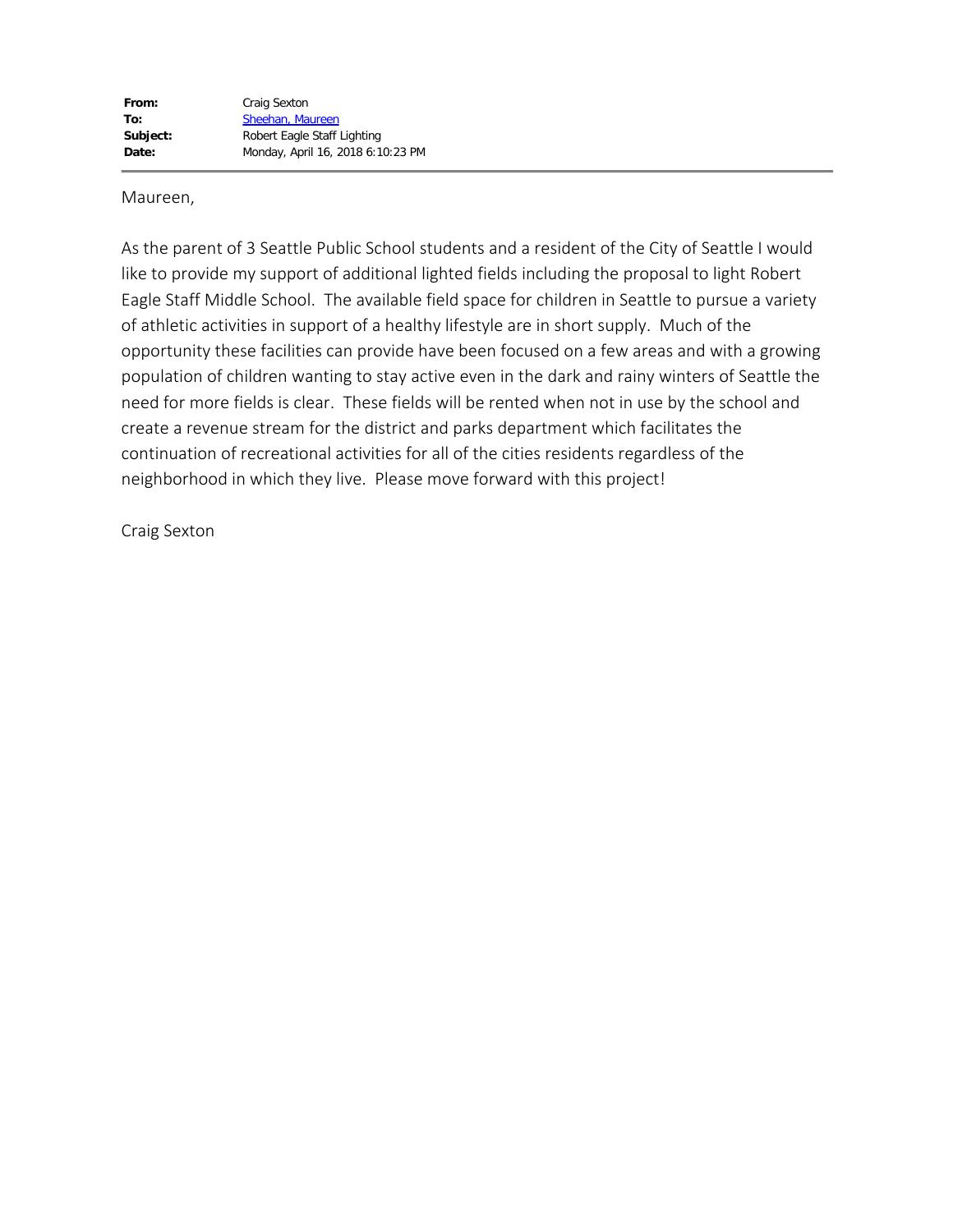| | |
|---|---|
| **From:** | Craig Sexton |
| **To:** | Sheehan, Maureen |
| **Subject:** | Robert Eagle Staff Lighting |
| **Date:** | Monday, April 16, 2018 6:10:23 PM |

Maureen,

As the parent of 3 Seattle Public School students and a resident of the City of Seattle I would like to provide my support of additional lighted fields including the proposal to light Robert Eagle Staff Middle School. The available field space for children in Seattle to pursue a variety of athletic activities in support of a healthy lifestyle are in short supply. Much of the opportunity these facilities can provide have been focused on a few areas and with a growing population of children wanting to stay active even in the dark and rainy winters of Seattle the need for more fields is clear. These fields will be rented when not in use by the school and create a revenue stream for the district and parks department which facilitates the continuation of recreational activities for all of the cities residents regardless of the neighborhood in which they live. Please move forward with this project!

Craig Sexton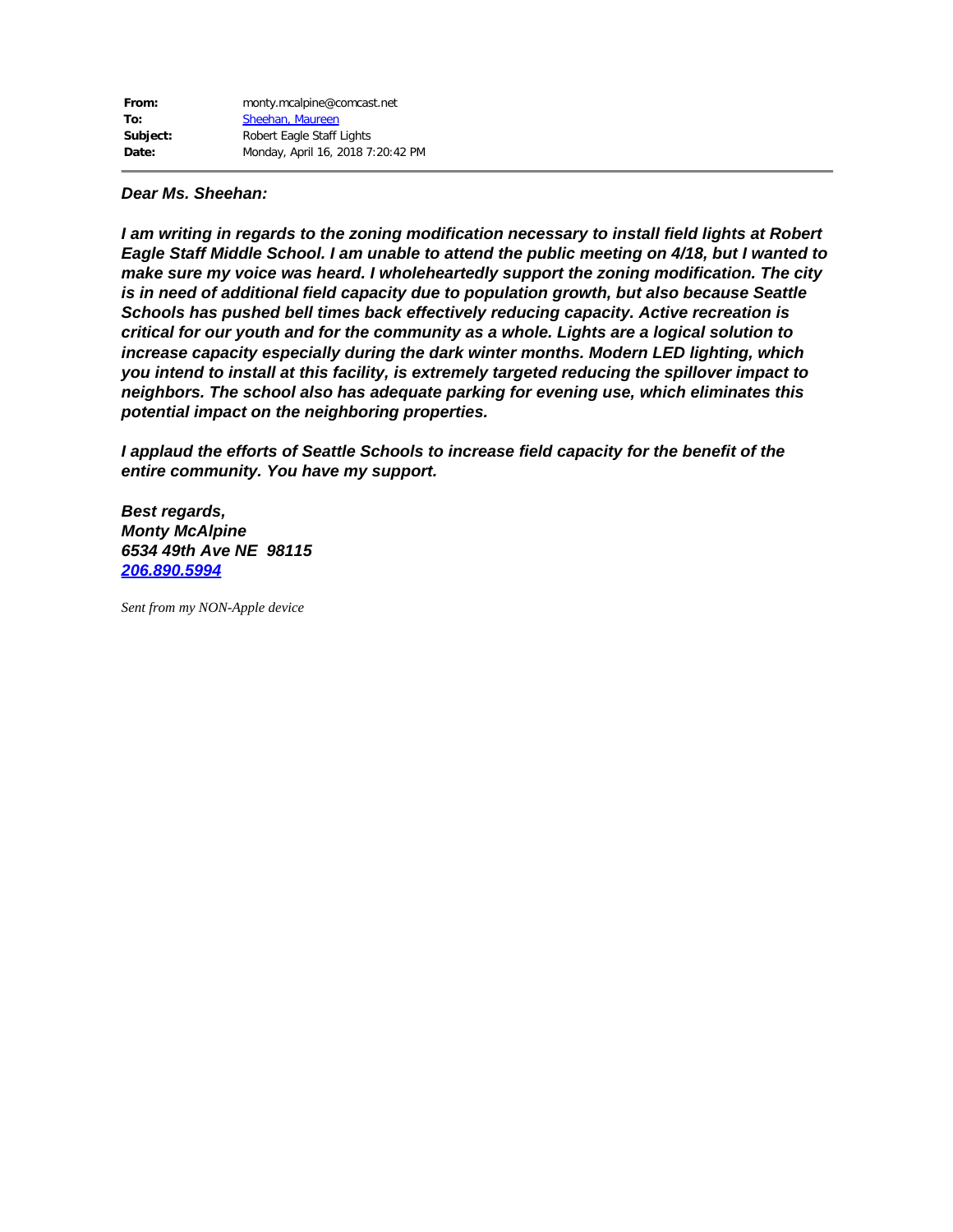| | |
|---|---|
| **From:** | monty.mcalpine@comcast.net |
| **To:** | Sheehan, Maureen |
| **Subject:** | Robert Eagle Staff Lights |
| **Date:** | Monday, April 16, 2018 7:20:42 PM |

***Dear Ms. Sheehan:***

***I am writing in regards to the zoning modification necessary to install field lights at Robert Eagle Staff Middle School. I am unable to attend the public meeting on 4/18, but I wanted to make sure my voice was heard. I wholeheartedly support the zoning modification. The city is in need of additional field capacity due to population growth, but also because Seattle Schools has pushed bell times back effectively reducing capacity. Active recreation is critical for our youth and for the community as a whole. Lights are a logical solution to increase capacity especially during the dark winter months. Modern LED lighting, which you intend to install at this facility, is extremely targeted reducing the spillover impact to neighbors. The school also has adequate parking for evening use, which eliminates this potential impact on the neighboring properties.***

***I applaud the efforts of Seattle Schools to increase field capacity for the benefit of the entire community. You have my support.***

***Best regards,***
***Monty McAlpine***
***6534 49th Ave NE 98115***
***206.890.5994***

*Sent from my NON-Apple device*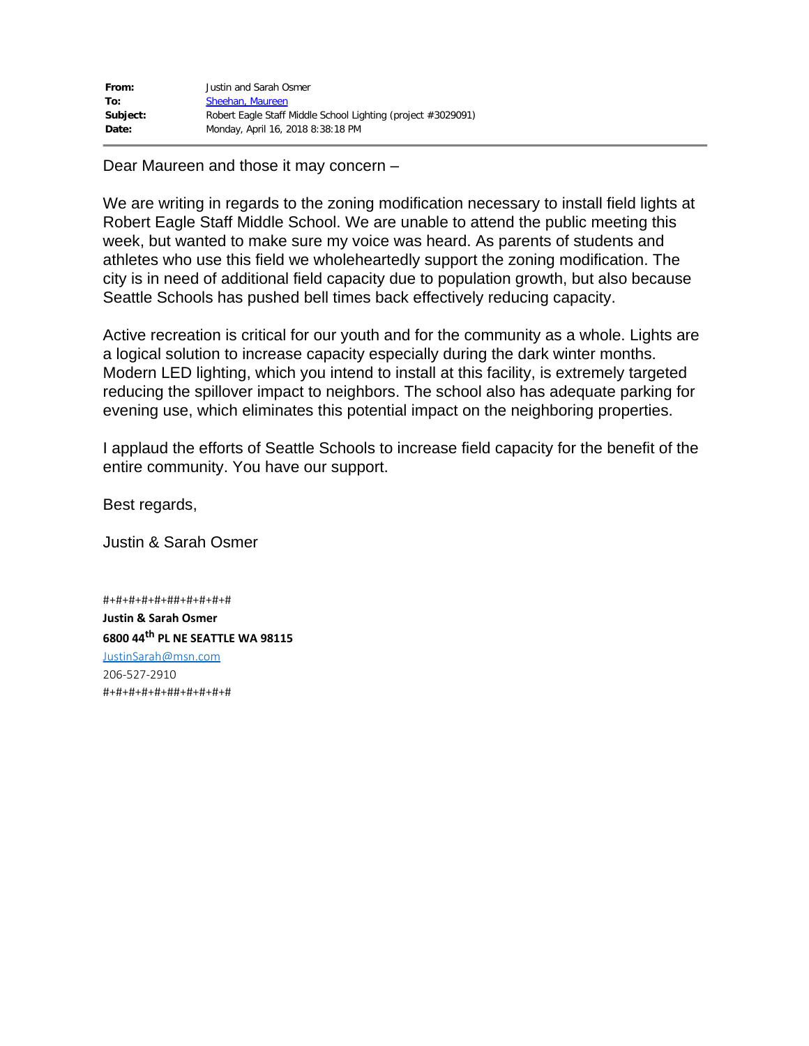| **From:** | Justin and Sarah Osmer |
|---|---|
| **To:** | Sheehan, Maureen |
| **Subject:** | Robert Eagle Staff Middle School Lighting (project #3029091) |
| **Date:** | Monday, April 16, 2018 8:38:18 PM |

Dear Maureen and those it may concern –

We are writing in regards to the zoning modification necessary to install field lights at Robert Eagle Staff Middle School. We are unable to attend the public meeting this week, but wanted to make sure my voice was heard. As parents of students and athletes who use this field we wholeheartedly support the zoning modification. The city is in need of additional field capacity due to population growth, but also because Seattle Schools has pushed bell times back effectively reducing capacity.

Active recreation is critical for our youth and for the community as a whole. Lights are a logical solution to increase capacity especially during the dark winter months. Modern LED lighting, which you intend to install at this facility, is extremely targeted reducing the spillover impact to neighbors. The school also has adequate parking for evening use, which eliminates this potential impact on the neighboring properties.

I applaud the efforts of Seattle Schools to increase field capacity for the benefit of the entire community. You have our support.

Best regards,

Justin & Sarah Osmer

#+#+#+#+#+##+#+#+#+#

**Justin & Sarah Osmer**

**6800 44th PL NE SEATTLE WA 98115**

JustinSarah@msn.com

206-527-2910

#+#+#+#+#+##+#+#+#+#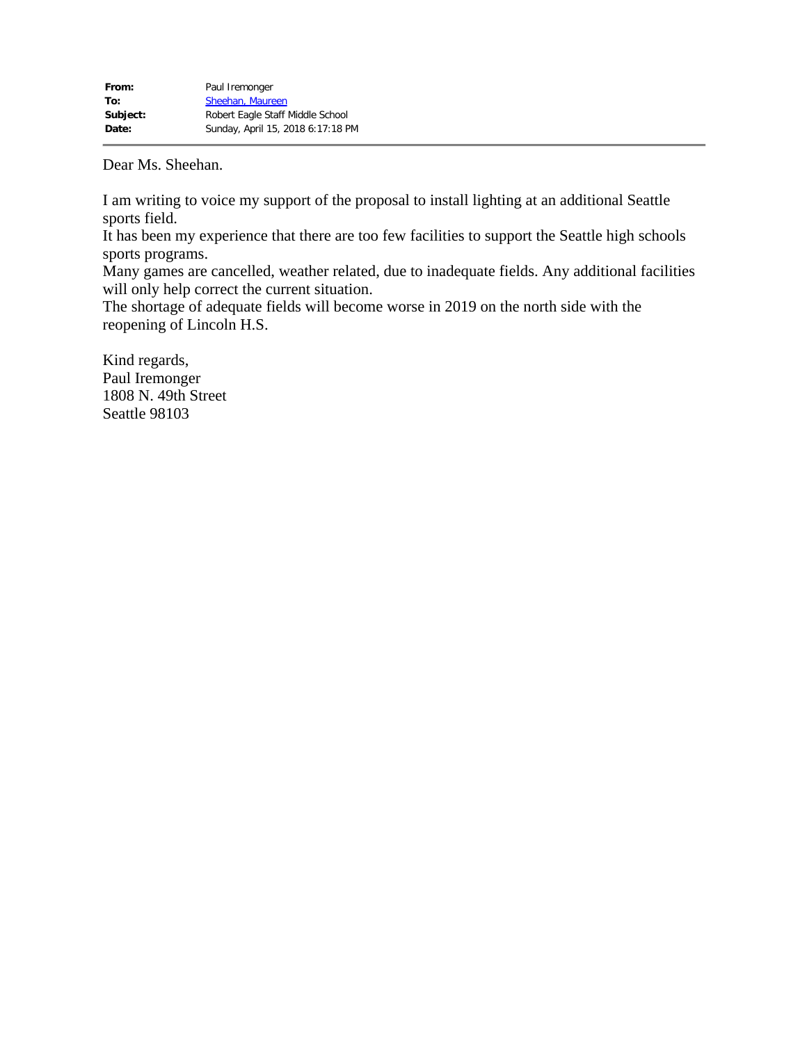| **From:** | Paul Iremonger |
|---|---|
| **To:** | Sheehan, Maureen |
| **Subject:** | Robert Eagle Staff Middle School |
| **Date:** | Sunday, April 15, 2018 6:17:18 PM |

---

Dear Ms. Sheehan.

I am writing to voice my support of the proposal to install lighting at an additional Seattle sports field.
It has been my experience that there are too few facilities to support the Seattle high schools sports programs.
Many games are cancelled, weather related, due to inadequate fields. Any additional facilities will only help correct the current situation.
The shortage of adequate fields will become worse in 2019 on the north side with the reopening of Lincoln H.S.

Kind regards,
Paul Iremonger
1808 N. 49th Street
Seattle 98103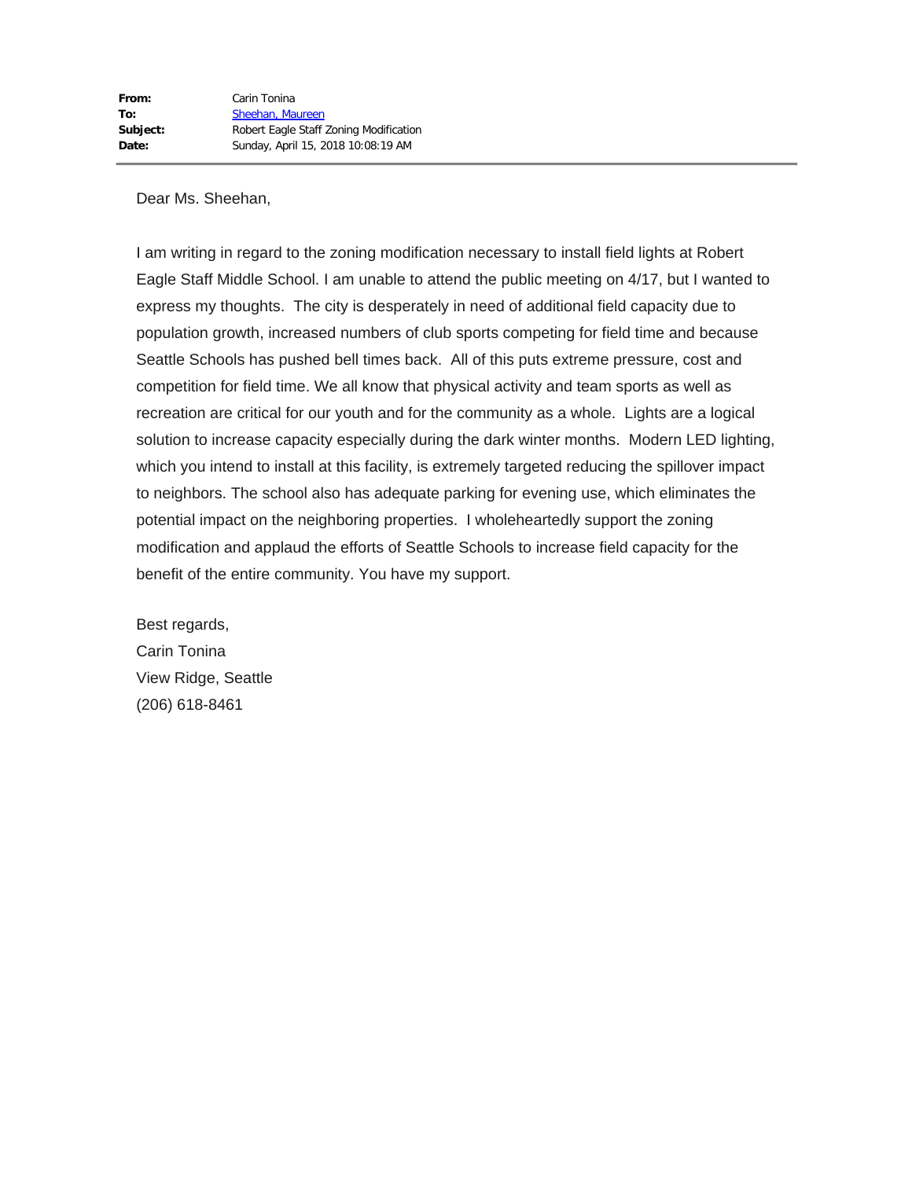**From:** Carin Tonina
**To:** Sheehan, Maureen
**Subject:** Robert Eagle Staff Zoning Modification
**Date:** Sunday, April 15, 2018 10:08:19 AM

---

Dear Ms. Sheehan,

I am writing in regard to the zoning modification necessary to install field lights at Robert Eagle Staff Middle School. I am unable to attend the public meeting on 4/17, but I wanted to express my thoughts. The city is desperately in need of additional field capacity due to population growth, increased numbers of club sports competing for field time and because Seattle Schools has pushed bell times back. All of this puts extreme pressure, cost and competition for field time. We all know that physical activity and team sports as well as recreation are critical for our youth and for the community as a whole. Lights are a logical solution to increase capacity especially during the dark winter months. Modern LED lighting, which you intend to install at this facility, is extremely targeted reducing the spillover impact to neighbors. The school also has adequate parking for evening use, which eliminates the potential impact on the neighboring properties. I wholeheartedly support the zoning modification and applaud the efforts of Seattle Schools to increase field capacity for the benefit of the entire community. You have my support.

Best regards,
Carin Tonina
View Ridge, Seattle
(206) 618-8461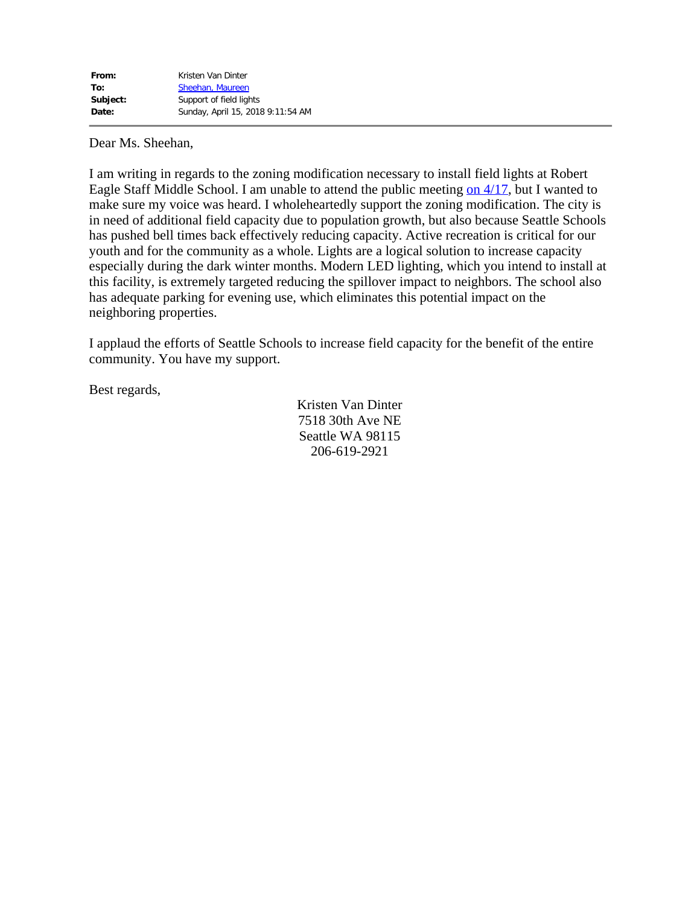| | |
|---|---|
| **From:** | Kristen Van Dinter |
| **To:** | Sheehan, Maureen |
| **Subject:** | Support of field lights |
| **Date:** | Sunday, April 15, 2018 9:11:54 AM |

Dear Ms. Sheehan,

I am writing in regards to the zoning modification necessary to install field lights at Robert Eagle Staff Middle School. I am unable to attend the public meeting on 4/17, but I wanted to make sure my voice was heard. I wholeheartedly support the zoning modification. The city is in need of additional field capacity due to population growth, but also because Seattle Schools has pushed bell times back effectively reducing capacity. Active recreation is critical for our youth and for the community as a whole. Lights are a logical solution to increase capacity especially during the dark winter months. Modern LED lighting, which you intend to install at this facility, is extremely targeted reducing the spillover impact to neighbors. The school also has adequate parking for evening use, which eliminates this potential impact on the neighboring properties.

I applaud the efforts of Seattle Schools to increase field capacity for the benefit of the entire community. You have my support.

Best regards,

Kristen Van Dinter
7518 30th Ave NE
Seattle WA 98115
206-619-2921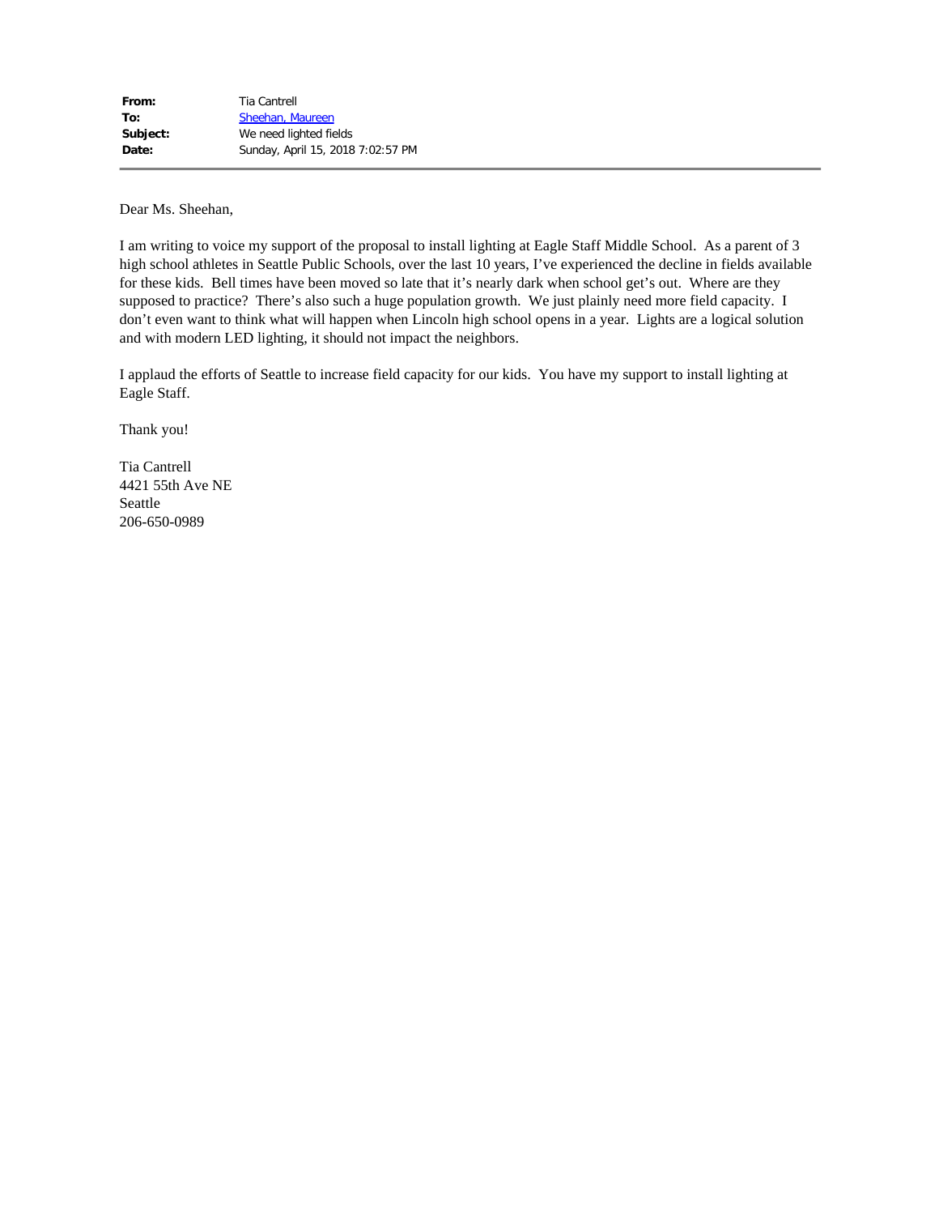| | |
|---|---|
| **From:** | Tia Cantrell |
| **To:** | Sheehan, Maureen |
| **Subject:** | We need lighted fields |
| **Date:** | Sunday, April 15, 2018 7:02:57 PM |

---

Dear Ms. Sheehan,

I am writing to voice my support of the proposal to install lighting at Eagle Staff Middle School. As a parent of 3 high school athletes in Seattle Public Schools, over the last 10 years, I've experienced the decline in fields available for these kids. Bell times have been moved so late that it's nearly dark when school get's out. Where are they supposed to practice? There's also such a huge population growth. We just plainly need more field capacity. I don't even want to think what will happen when Lincoln high school opens in a year. Lights are a logical solution and with modern LED lighting, it should not impact the neighbors.

I applaud the efforts of Seattle to increase field capacity for our kids. You have my support to install lighting at Eagle Staff.

Thank you!

Tia Cantrell
4421 55th Ave NE
Seattle
206-650-0989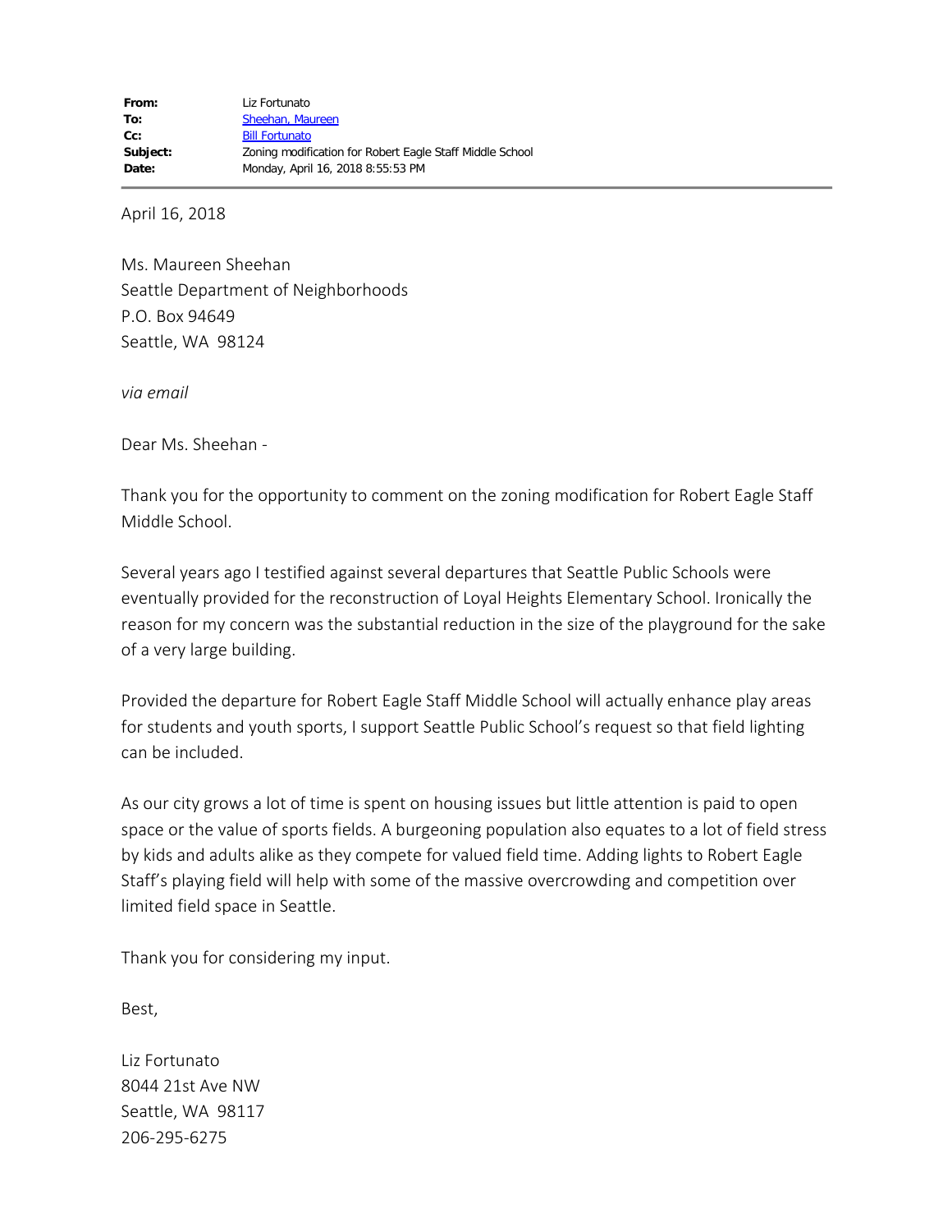| | |
|---|---|
| **From:** | Liz Fortunato |
| **To:** | Sheehan, Maureen |
| **Cc:** | Bill Fortunato |
| **Subject:** | Zoning modification for Robert Eagle Staff Middle School |
| **Date:** | Monday, April 16, 2018 8:55:53 PM |

---

April 16, 2018

Ms. Maureen Sheehan
Seattle Department of Neighborhoods
P.O. Box 94649
Seattle, WA 98124

*via email*

Dear Ms. Sheehan -

Thank you for the opportunity to comment on the zoning modification for Robert Eagle Staff Middle School.

Several years ago I testified against several departures that Seattle Public Schools were eventually provided for the reconstruction of Loyal Heights Elementary School. Ironically the reason for my concern was the substantial reduction in the size of the playground for the sake of a very large building.

Provided the departure for Robert Eagle Staff Middle School will actually enhance play areas for students and youth sports, I support Seattle Public School's request so that field lighting can be included.

As our city grows a lot of time is spent on housing issues but little attention is paid to open space or the value of sports fields. A burgeoning population also equates to a lot of field stress by kids and adults alike as they compete for valued field time. Adding lights to Robert Eagle Staff's playing field will help with some of the massive overcrowding and competition over limited field space in Seattle.

Thank you for considering my input.

Best,

Liz Fortunato
8044 21st Ave NW
Seattle, WA 98117
206-295-6275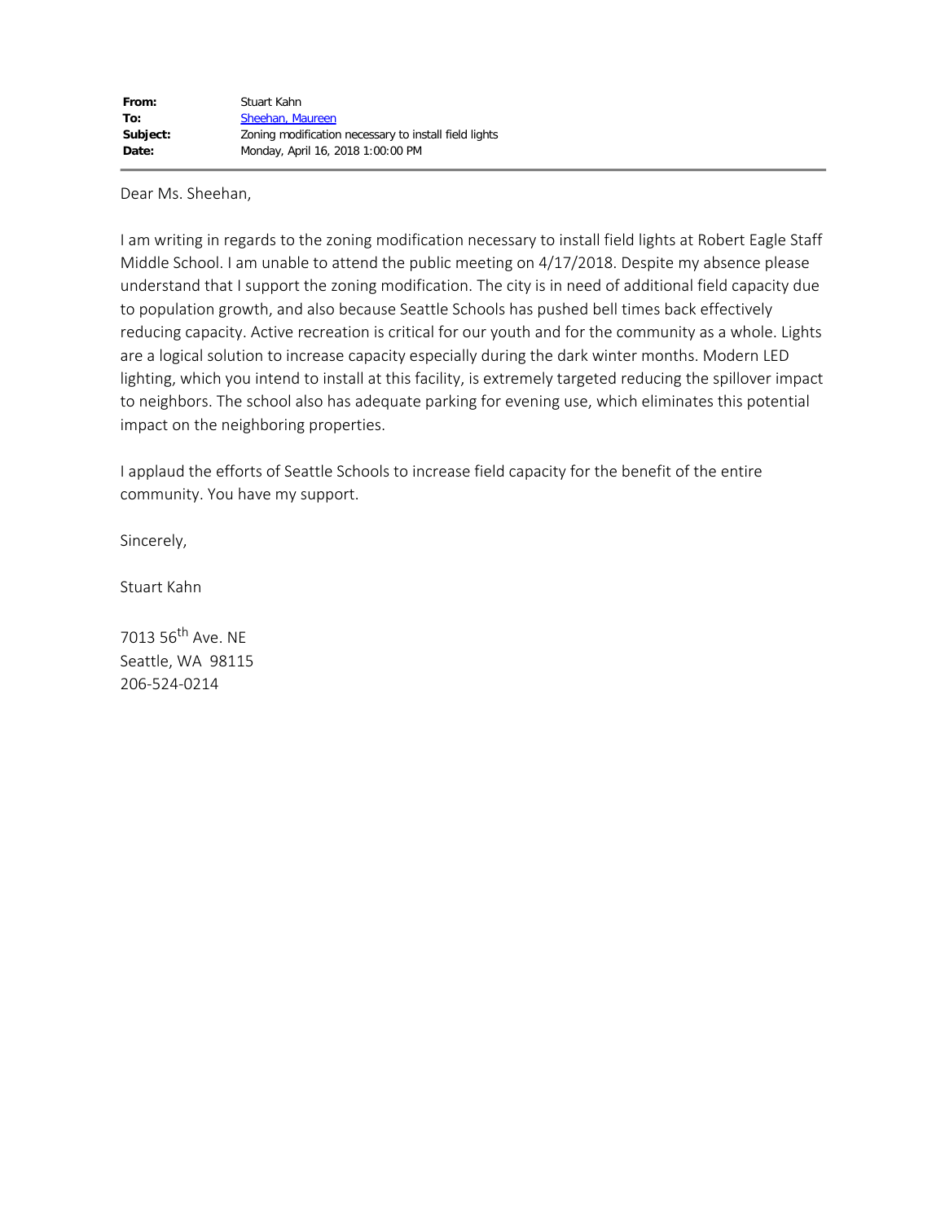| | |
|---|---|
| **From:** | Stuart Kahn |
| **To:** | Sheehan, Maureen |
| **Subject:** | Zoning modification necessary to install field lights |
| **Date:** | Monday, April 16, 2018 1:00:00 PM |

Dear Ms. Sheehan,

I am writing in regards to the zoning modification necessary to install field lights at Robert Eagle Staff Middle School. I am unable to attend the public meeting on 4/17/2018. Despite my absence please understand that I support the zoning modification. The city is in need of additional field capacity due to population growth, and also because Seattle Schools has pushed bell times back effectively reducing capacity. Active recreation is critical for our youth and for the community as a whole. Lights are a logical solution to increase capacity especially during the dark winter months. Modern LED lighting, which you intend to install at this facility, is extremely targeted reducing the spillover impact to neighbors. The school also has adequate parking for evening use, which eliminates this potential impact on the neighboring properties.

I applaud the efforts of Seattle Schools to increase field capacity for the benefit of the entire community. You have my support.

Sincerely,

Stuart Kahn

7013 56th Ave. NE
Seattle, WA 98115
206-524-0214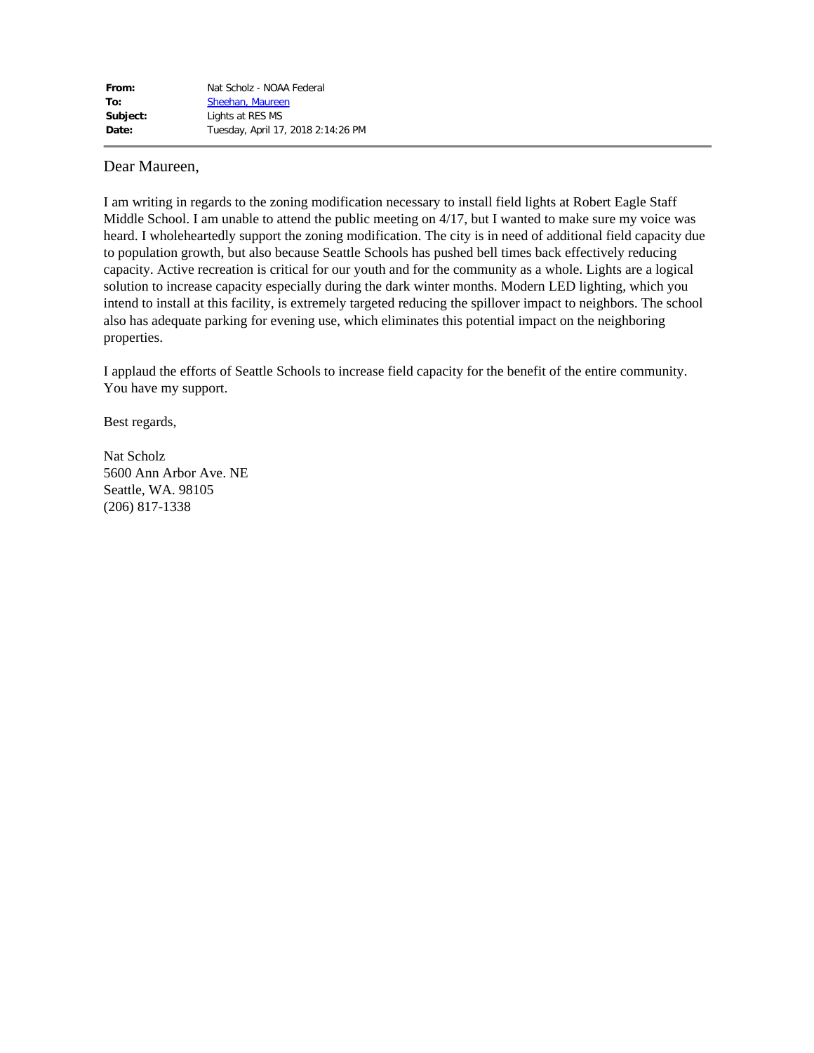| | |
|---|---|
| **From:** | Nat Scholz - NOAA Federal |
| **To:** | Sheehan, Maureen |
| **Subject:** | Lights at RES MS |
| **Date:** | Tuesday, April 17, 2018 2:14:26 PM |

---

Dear Maureen,

I am writing in regards to the zoning modification necessary to install field lights at Robert Eagle Staff Middle School. I am unable to attend the public meeting on 4/17, but I wanted to make sure my voice was heard. I wholeheartedly support the zoning modification. The city is in need of additional field capacity due to population growth, but also because Seattle Schools has pushed bell times back effectively reducing capacity. Active recreation is critical for our youth and for the community as a whole. Lights are a logical solution to increase capacity especially during the dark winter months. Modern LED lighting, which you intend to install at this facility, is extremely targeted reducing the spillover impact to neighbors. The school also has adequate parking for evening use, which eliminates this potential impact on the neighboring properties.

I applaud the efforts of Seattle Schools to increase field capacity for the benefit of the entire community. You have my support.

Best regards,

Nat Scholz
5600 Ann Arbor Ave. NE
Seattle, WA. 98105
(206) 817-1338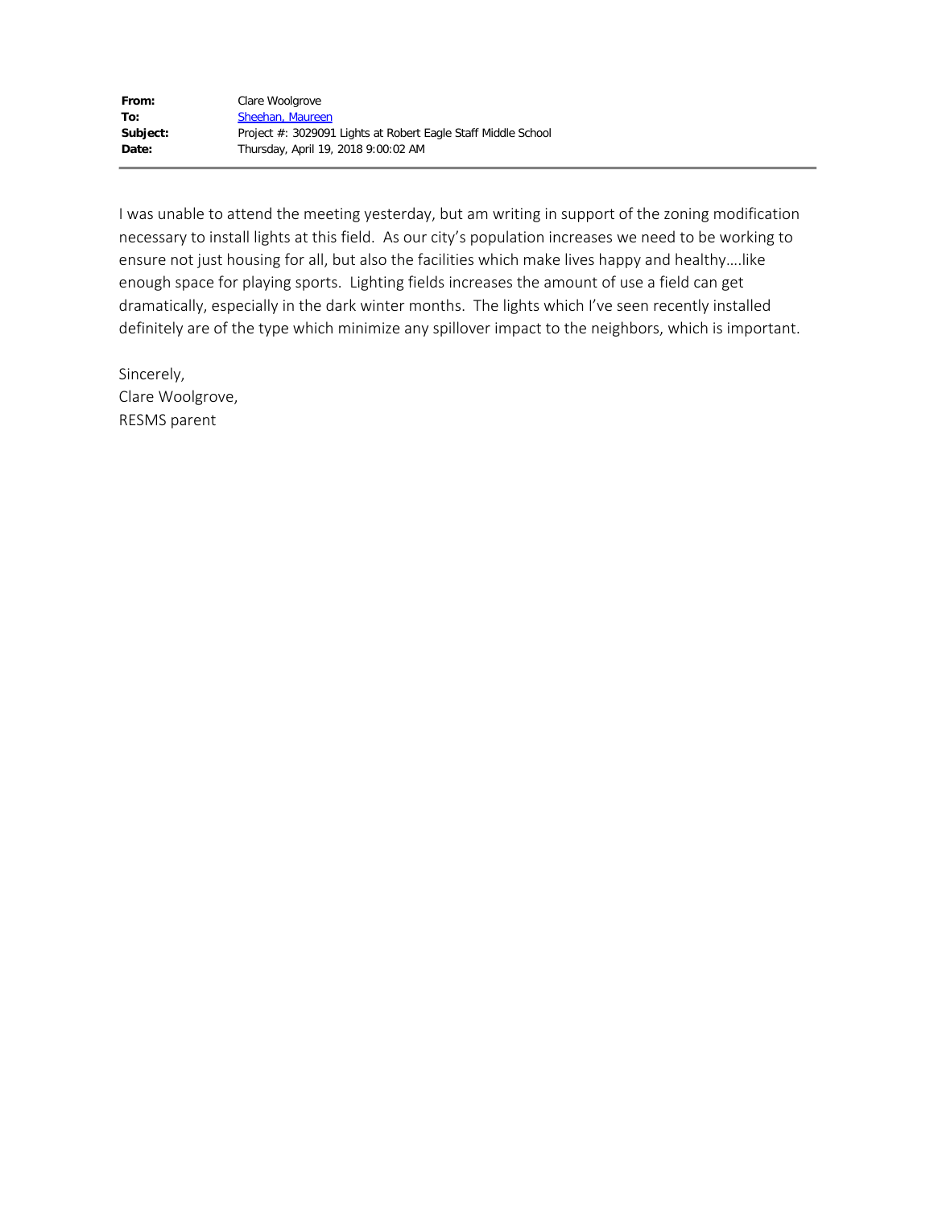| | |
|---|---|
| **From:** | Clare Woolgrove |
| **To:** | Sheehan, Maureen |
| **Subject:** | Project #: 3029091 Lights at Robert Eagle Staff Middle School |
| **Date:** | Thursday, April 19, 2018 9:00:02 AM |

I was unable to attend the meeting yesterday, but am writing in support of the zoning modification necessary to install lights at this field. As our city's population increases we need to be working to ensure not just housing for all, but also the facilities which make lives happy and healthy….like enough space for playing sports. Lighting fields increases the amount of use a field can get dramatically, especially in the dark winter months. The lights which I've seen recently installed definitely are of the type which minimize any spillover impact to the neighbors, which is important.

Sincerely,
Clare Woolgrove,
RESMS parent